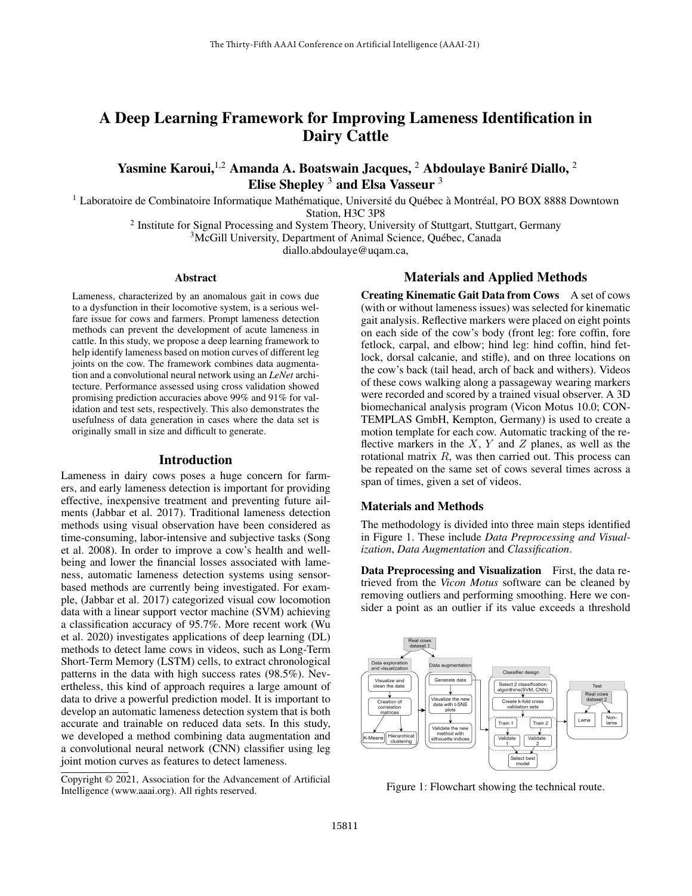# A Deep Learning Framework for Improving Lameness Identification in Dairy Cattle

**Yasmine Karoui,[1,2] Amanda A. Boatswain Jacques, [2] Abdoulaye Baniré Diallo, [2] Elise Shepley [3] and Elsa Vasseur [3]**

[1] Laboratoire de Combinatoire Informatique Mathématique, Université du Québec à Montréal, PO BOX 8888 Downtown Station, H3C 3P8

[2] Institute for Signal Processing and System Theory, University of Stuttgart, Stuttgart, Germany

[3] McGill University, Department of Animal Science, Québec, Canada

diallo.abdoulaye@uqam.ca,

## Abstract

Lameness, characterized by an anomalous gait in cows due to a dysfunction in their locomotive system, is a serious welfare issue for cows and farmers. Prompt lameness detection methods can prevent the development of acute lameness in cattle. In this study, we propose a deep learning framework to help identify lameness based on motion curves of different leg joints on the cow. The framework combines data augmentation and a convolutional neural network using an *LeNet* architecture. Performance assessed using cross validation showed promising prediction accuracies above 99% and 91% for validation and test sets, respectively. This also demonstrates the usefulness of data generation in cases where the data set is originally small in size and difficult to generate.

## Introduction

Lameness in dairy cows poses a huge concern for farmers, and early lameness detection is important for providing effective, inexpensive treatment and preventing future ailments (Jabbar et al. 2017). Traditional lameness detection methods using visual observation have been considered as time-consuming, labor-intensive and subjective tasks (Song et al. 2008). In order to improve a cow's health and well-being and lower the financial losses associated with lameness, automatic lameness detection systems using sensor-based methods are currently being investigated. For example, (Jabbar et al. 2017) categorized visual cow locomotion data with a linear support vector machine (SVM) achieving a classification accuracy of 95.7%. More recent work (Wu et al. 2020) investigates applications of deep learning (DL) methods to detect lame cows in videos, such as Long-Term Short-Term Memory (LSTM) cells, to extract chronological patterns in the data with high success rates (98.5%). Nevertheless, this kind of approach requires a large amount of data to drive a powerful prediction model. It is important to develop an automatic lameness detection system that is both accurate and trainable on reduced data sets. In this study, we developed a method combining data augmentation and a convolutional neural network (CNN) classifier using leg joint motion curves as features to detect lameness.

Copyright © 2021, Association for the Advancement of Artificial Intelligence (www.aaai.org). All rights reserved.

## Materials and Applied Methods

**Creating Kinematic Gait Data from Cows** A set of cows (with or without lameness issues) was selected for kinematic gait analysis. Reflective markers were placed on eight points on each side of the cow's body (front leg: fore coffin, fore fetlock, carpal, and elbow; hind leg: hind coffin, hind fetlock, dorsal calcanie, and stifle), and on three locations on the cow's back (tail head, arch of back and withers). Videos of these cows walking along a passageway wearing markers were recorded and scored by a trained visual observer. A 3D biomechanical analysis program (Vicon Motus 10.0; CONTEMPLAS GmbH, Kempton, Germany) is used to create a motion template for each cow. Automatic tracking of the reflective markers in the $X$, $Y$ and $Z$ planes, as well as the rotational matrix $R$, was then carried out. This process can be repeated on the same set of cows several times across a span of times, given a set of videos.

### Materials and Methods

The methodology is divided into three main steps identified in Figure 1. These include *Data Preprocessing and Visualization*, *Data Augmentation* and *Classification*.

**Data Preprocessing and Visualization** First, the data retrieved from the *Vicon Motus* software can be cleaned by removing outliers and performing smoothing. Here we consider a point as an outlier if its value exceeds a threshold

Figure 1: Flowchart showing the technical route.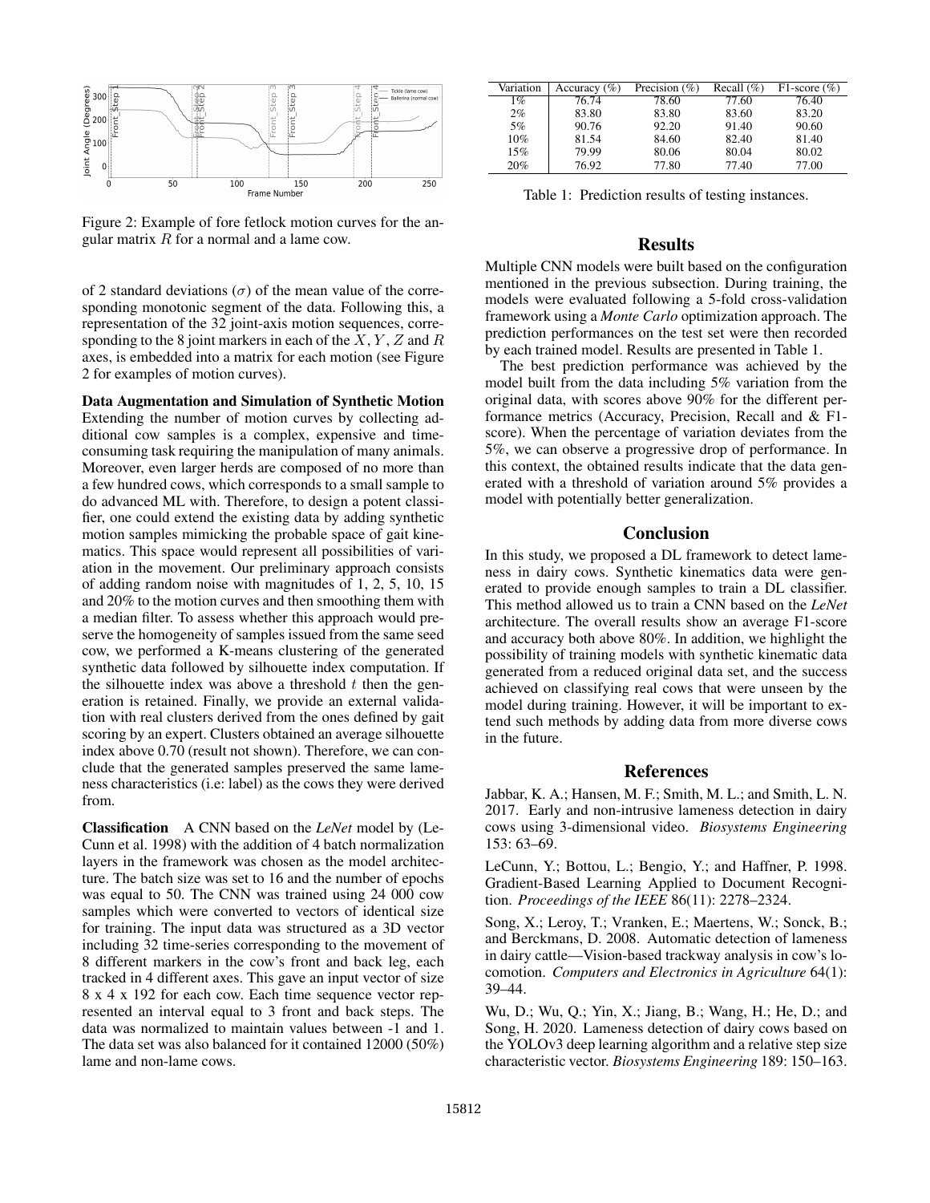Front_Step 1

Front_Step 2

Front_Step 2

Front_Step 3

Front_Step 3

Front_Step 4

Front_Step 4

Tickle (lame cow)

Ballerina (normal cow)

Joint Angle (Degrees)

300

200

100

0

0

50

100

150

200

250

Frame Number

Figure 2: Example of fore fetlock motion curves for the angular matrix $R$ for a normal and a lame cow.

of 2 standard deviations ($\sigma$) of the mean value of the corresponding monotonic segment of the data. Following this, a representation of the 32 joint-axis motion sequences, corresponding to the 8 joint markers in each of the $X, Y, Z$ and $R$ axes, is embedded into a matrix for each motion (see Figure 2 for examples of motion curves).

**Data Augmentation and Simulation of Synthetic Motion** Extending the number of motion curves by collecting additional cow samples is a complex, expensive and time-consuming task requiring the manipulation of many animals. Moreover, even larger herds are composed of no more than a few hundred cows, which corresponds to a small sample to do advanced ML with. Therefore, to design a potent classifier, one could extend the existing data by adding synthetic motion samples mimicking the probable space of gait kinematics. This space would represent all possibilities of variation in the movement. Our preliminary approach consists of adding random noise with magnitudes of 1, 2, 5, 10, 15 and 20% to the motion curves and then smoothing them with a median filter. To assess whether this approach would preserve the homogeneity of samples issued from the same seed cow, we performed a K-means clustering of the generated synthetic data followed by silhouette index computation. If the silhouette index was above a threshold $t$ then the generation is retained. Finally, we provide an external validation with real clusters derived from the ones defined by gait scoring by an expert. Clusters obtained an average silhouette index above 0.70 (result not shown). Therefore, we can conclude that the generated samples preserved the same lameness characteristics (i.e: label) as the cows they were derived from.

**Classification** A CNN based on the *LeNet* model by (LeCunn et al. 1998) with the addition of 4 batch normalization layers in the framework was chosen as the model architecture. The batch size was set to 16 and the number of epochs was equal to 50. The CNN was trained using 24 000 cow samples which were converted to vectors of identical size for training. The input data was structured as a 3D vector including 32 time-series corresponding to the movement of 8 different markers in the cow's front and back leg, each tracked in 4 different axes. This gave an input vector of size 8 x 4 x 192 for each cow. Each time sequence vector represented an interval equal to 3 front and back steps. The data was normalized to maintain values between -1 and 1. The data set was also balanced for it contained 12000 (50%) lame and non-lame cows.

| Variation | Accuracy (%) | Precision (%) | Recall (%) | F1-score (%) |
|---|---|---|---|---|
| 1% | 76.74 | 78.60 | 77.60 | 76.40 |
| 2% | 83.80 | 83.80 | 83.60 | 83.20 |
| 5% | 90.76 | 92.20 | 91.40 | 90.60 |
| 10% | 81.54 | 84.60 | 82.40 | 81.40 |
| 15% | 79.99 | 80.06 | 80.04 | 80.02 |
| 20% | 76.92 | 77.80 | 77.40 | 77.00 |

Table 1: Prediction results of testing instances.

## Results

Multiple CNN models were built based on the configuration mentioned in the previous subsection. During training, the models were evaluated following a 5-fold cross-validation framework using a *Monte Carlo* optimization approach. The prediction performances on the test set were then recorded by each trained model. Results are presented in Table 1.

The best prediction performance was achieved by the model built from the data including 5% variation from the original data, with scores above 90% for the different performance metrics (Accuracy, Precision, Recall and & F1-score). When the percentage of variation deviates from the 5%, we can observe a progressive drop of performance. In this context, the obtained results indicate that the data generated with a threshold of variation around 5% provides a model with potentially better generalization.

## Conclusion

In this study, we proposed a DL framework to detect lameness in dairy cows. Synthetic kinematics data were generated to provide enough samples to train a DL classifier. This method allowed us to train a CNN based on the *LeNet* architecture. The overall results show an average F1-score and accuracy both above 80%. In addition, we highlight the possibility of training models with synthetic kinematic data generated from a reduced original data set, and the success achieved on classifying real cows that were unseen by the model during training. However, it will be important to extend such methods by adding data from more diverse cows in the future.

## References

Jabbar, K. A.; Hansen, M. F.; Smith, M. L.; and Smith, L. N. 2017. Early and non-intrusive lameness detection in dairy cows using 3-dimensional video. *Biosystems Engineering* 153: 63–69.

LeCunn, Y.; Bottou, L.; Bengio, Y.; and Haffner, P. 1998. Gradient-Based Learning Applied to Document Recognition. *Proceedings of the IEEE* 86(11): 2278–2324.

Song, X.; Leroy, T.; Vranken, E.; Maertens, W.; Sonck, B.; and Berckmans, D. 2008. Automatic detection of lameness in dairy cattle—Vision-based trackway analysis in cow's locomotion. *Computers and Electronics in Agriculture* 64(1): 39–44.

Wu, D.; Wu, Q.; Yin, X.; Jiang, B.; Wang, H.; He, D.; and Song, H. 2020. Lameness detection of dairy cows based on the YOLOv3 deep learning algorithm and a relative step size characteristic vector. *Biosystems Engineering* 189: 150–163.